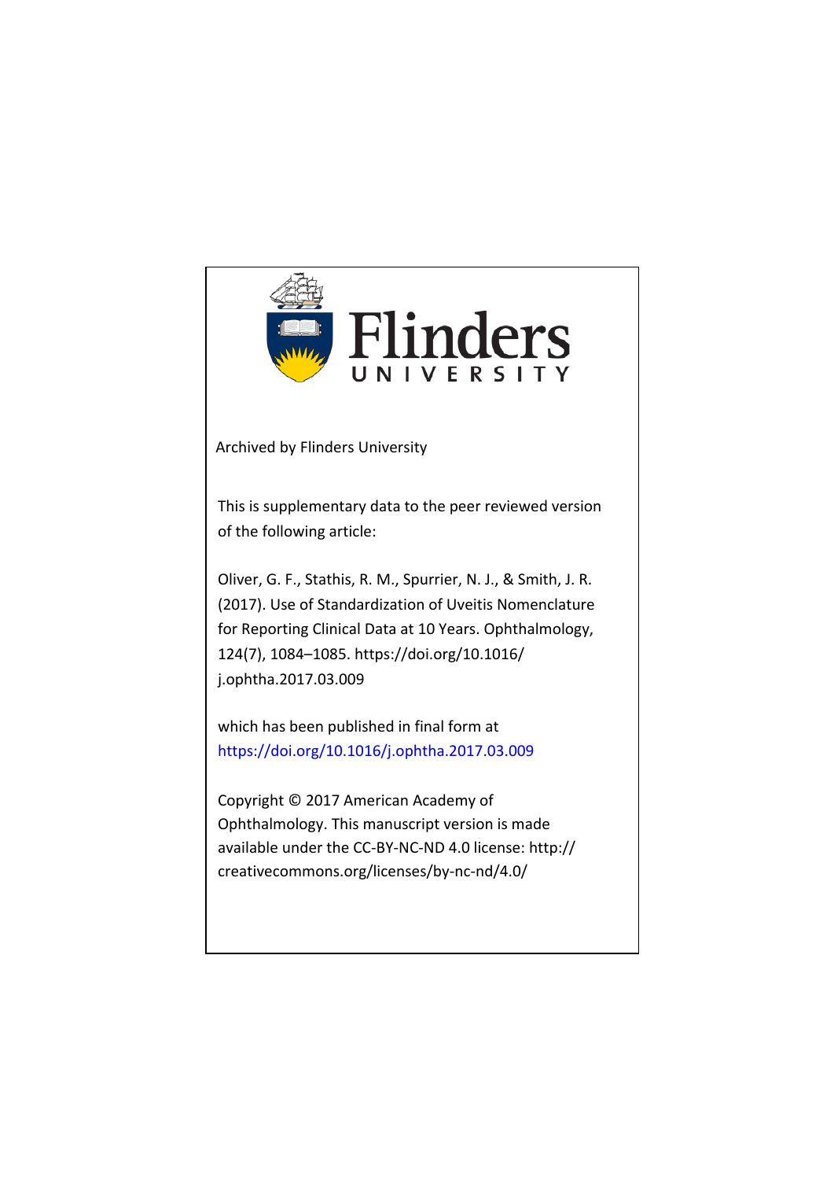Flinders University

Archived by Flinders University

This is supplementary data to the peer reviewed version of the following article:

Oliver, G. F., Stathis, R. M., Spurrier, N. J., & Smith, J. R. (2017). Use of Standardization of Uveitis Nomenclature for Reporting Clinical Data at 10 Years. Ophthalmology, 124(7), 1084–1085. https://doi.org/10.1016/j.ophtha.2017.03.009

which has been published in final form at https://doi.org/10.1016/j.ophtha.2017.03.009

Copyright © 2017 American Academy of Ophthalmology. This manuscript version is made available under the CC-BY-NC-ND 4.0 license: http://creativecommons.org/licenses/by-nc-nd/4.0/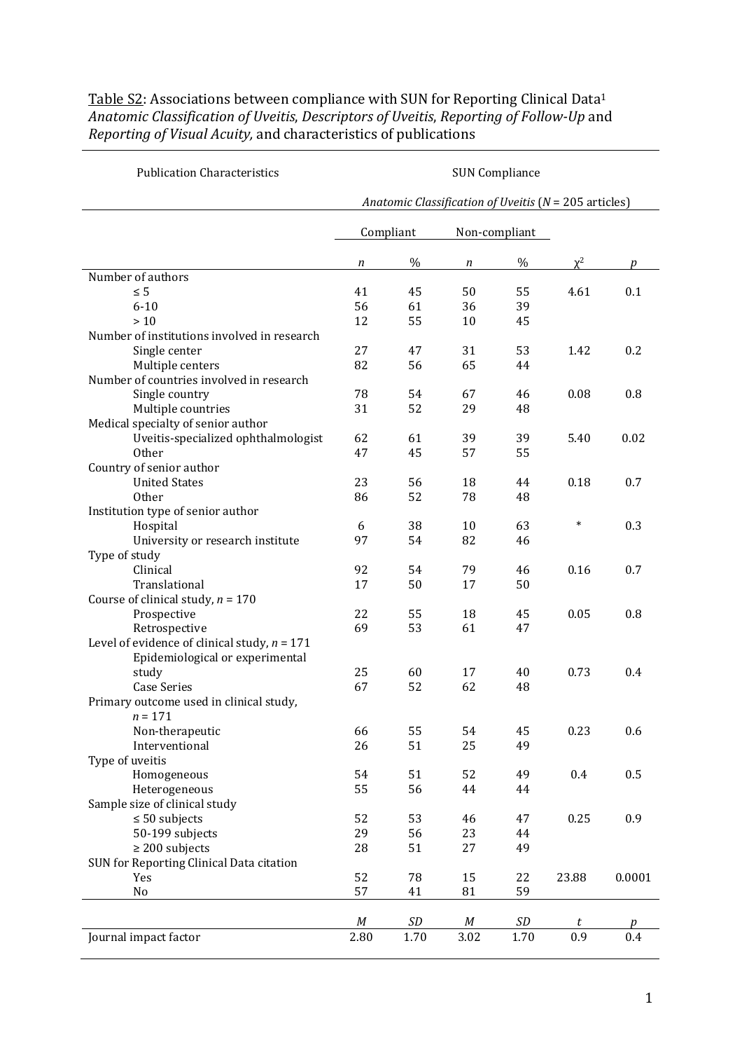Table S2: Associations between compliance with SUN for Reporting Clinical Data[1] *Anatomic Classification of Uveitis*, *Descriptors of Uveitis*, *Reporting of Follow-Up* and *Reporting of Visual Acuity,* and characteristics of publications

| Publication Characteristics | SUN Compliance | | | | | |
|---|---|---|---|---|---|---|
| | *Anatomic Classification of Uveitis* ($N$ = 205 articles) | | | | | |
| | Compliant | | Non-compliant | | | |
| | $n$ | % | $n$ | % | $\chi^2$ | $p$ |
| Number of authors | | | | | | |
| ≤ 5 | 41 | 45 | 50 | 55 | 4.61 | 0.1 |
| 6-10 | 56 | 61 | 36 | 39 | | |
| > 10 | 12 | 55 | 10 | 45 | | |
| Number of institutions involved in research | | | | | | |
| Single center | 27 | 47 | 31 | 53 | 1.42 | 0.2 |
| Multiple centers | 82 | 56 | 65 | 44 | | |
| Number of countries involved in research | | | | | | |
| Single country | 78 | 54 | 67 | 46 | 0.08 | 0.8 |
| Multiple countries | 31 | 52 | 29 | 48 | | |
| Medical specialty of senior author | | | | | | |
| Uveitis-specialized ophthalmologist | 62 | 61 | 39 | 39 | 5.40 | 0.02 |
| Other | 47 | 45 | 57 | 55 | | |
| Country of senior author | | | | | | |
| United States | 23 | 56 | 18 | 44 | 0.18 | 0.7 |
| Other | 86 | 52 | 78 | 48 | | |
| Institution type of senior author | | | | | | |
| Hospital | 6 | 38 | 10 | 63 | * | 0.3 |
| University or research institute | 97 | 54 | 82 | 46 | | |
| Type of study | | | | | | |
| Clinical | 92 | 54 | 79 | 46 | 0.16 | 0.7 |
| Translational | 17 | 50 | 17 | 50 | | |
| Course of clinical study, $n$ = 170 | | | | | | |
| Prospective | 22 | 55 | 18 | 45 | 0.05 | 0.8 |
| Retrospective | 69 | 53 | 61 | 47 | | |
| Level of evidence of clinical study, $n$ = 171 | | | | | | |
| Epidemiological or experimental study | 25 | 60 | 17 | 40 | 0.73 | 0.4 |
| Case Series | 67 | 52 | 62 | 48 | | |
| Primary outcome used in clinical study, $n$ = 171 | | | | | | |
| Non-therapeutic | 66 | 55 | 54 | 45 | 0.23 | 0.6 |
| Interventional | 26 | 51 | 25 | 49 | | |
| Type of uveitis | | | | | | |
| Homogeneous | 54 | 51 | 52 | 49 | 0.4 | 0.5 |
| Heterogeneous | 55 | 56 | 44 | 44 | | |
| Sample size of clinical study | | | | | | |
| ≤ 50 subjects | 52 | 53 | 46 | 47 | 0.25 | 0.9 |
| 50-199 subjects | 29 | 56 | 23 | 44 | | |
| ≥ 200 subjects | 28 | 51 | 27 | 49 | | |
| SUN for Reporting Clinical Data citation | | | | | | |
| Yes | 52 | 78 | 15 | 22 | 23.88 | 0.0001 |
| No | 57 | 41 | 81 | 59 | | |
| | $M$ | $SD$ | $M$ | $SD$ | $t$ | $p$ |
| Journal impact factor | 2.80 | 1.70 | 3.02 | 1.70 | 0.9 | 0.4 |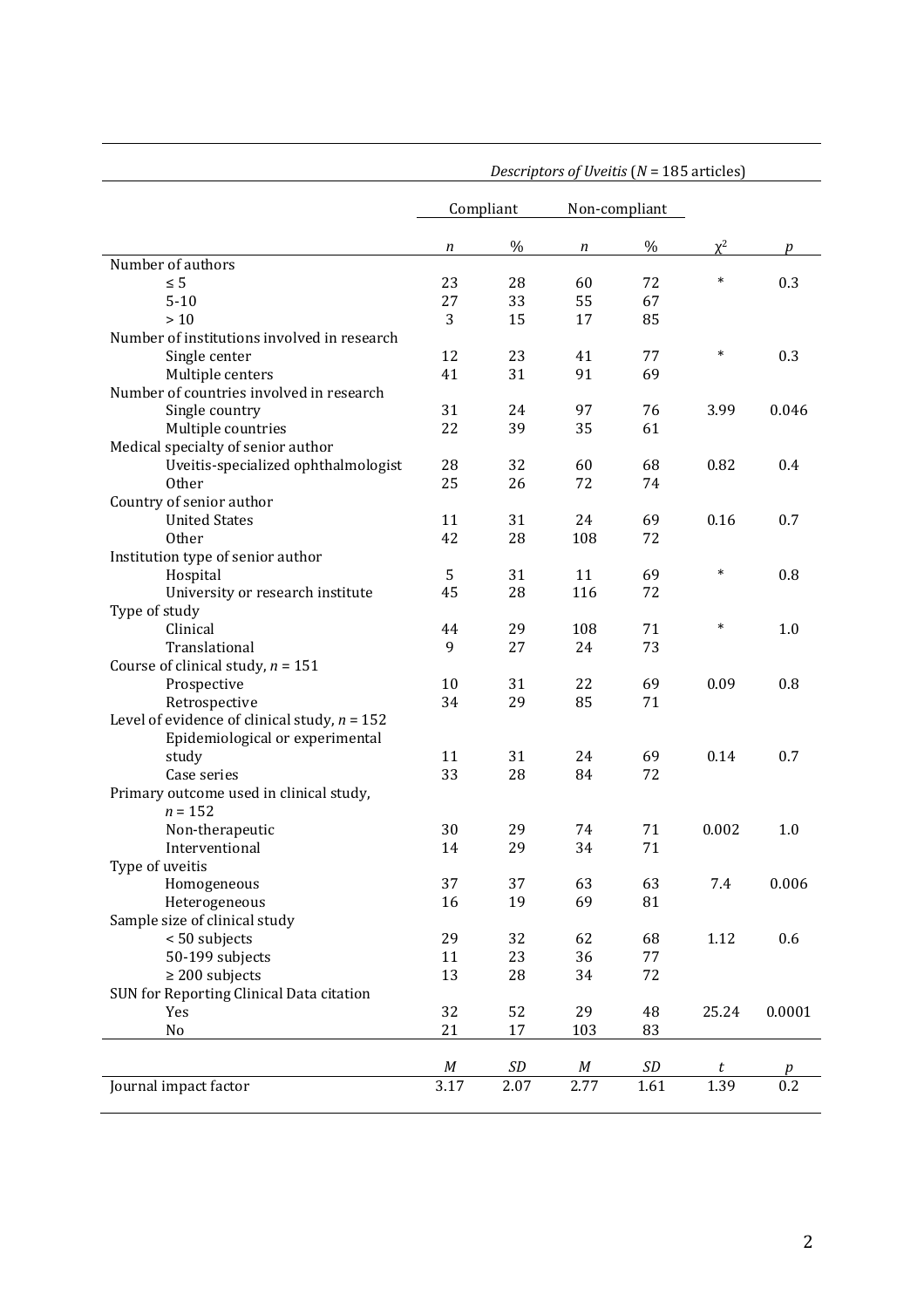| | *Descriptors of Uveitis* (*N* = 185 articles) | | | | | |
|---|---|---|---|---|---|---|
| | Compliant | | Non-compliant | | | |
| | *n* | % | *n* | % | $\chi^2$ | *p* |
| Number of authors | | | | | | |
| ≤ 5 | 23 | 28 | 60 | 72 | * | 0.3 |
| 5-10 | 27 | 33 | 55 | 67 | | |
| > 10 | 3 | 15 | 17 | 85 | | |
| Number of institutions involved in research | | | | | | |
| Single center | 12 | 23 | 41 | 77 | * | 0.3 |
| Multiple centers | 41 | 31 | 91 | 69 | | |
| Number of countries involved in research | | | | | | |
| Single country | 31 | 24 | 97 | 76 | 3.99 | 0.046 |
| Multiple countries | 22 | 39 | 35 | 61 | | |
| Medical specialty of senior author | | | | | | |
| Uveitis-specialized ophthalmologist | 28 | 32 | 60 | 68 | 0.82 | 0.4 |
| Other | 25 | 26 | 72 | 74 | | |
| Country of senior author | | | | | | |
| United States | 11 | 31 | 24 | 69 | 0.16 | 0.7 |
| Other | 42 | 28 | 108 | 72 | | |
| Institution type of senior author | | | | | | |
| Hospital | 5 | 31 | 11 | 69 | * | 0.8 |
| University or research institute | 45 | 28 | 116 | 72 | | |
| Type of study | | | | | | |
| Clinical | 44 | 29 | 108 | 71 | * | 1.0 |
| Translational | 9 | 27 | 24 | 73 | | |
| Course of clinical study, *n* = 151 | | | | | | |
| Prospective | 10 | 31 | 22 | 69 | 0.09 | 0.8 |
| Retrospective | 34 | 29 | 85 | 71 | | |
| Level of evidence of clinical study, *n* = 152 | | | | | | |
| Epidemiological or experimental study | 11 | 31 | 24 | 69 | 0.14 | 0.7 |
| Case series | 33 | 28 | 84 | 72 | | |
| Primary outcome used in clinical study, *n* = 152 | | | | | | |
| Non-therapeutic | 30 | 29 | 74 | 71 | 0.002 | 1.0 |
| Interventional | 14 | 29 | 34 | 71 | | |
| Type of uveitis | | | | | | |
| Homogeneous | 37 | 37 | 63 | 63 | 7.4 | 0.006 |
| Heterogeneous | 16 | 19 | 69 | 81 | | |
| Sample size of clinical study | | | | | | |
| < 50 subjects | 29 | 32 | 62 | 68 | 1.12 | 0.6 |
| 50-199 subjects | 11 | 23 | 36 | 77 | | |
| ≥ 200 subjects | 13 | 28 | 34 | 72 | | |
| SUN for Reporting Clinical Data citation | | | | | | |
| Yes | 32 | 52 | 29 | 48 | 25.24 | 0.0001 |
| No | 21 | 17 | 103 | 83 | | |
| | *M* | *SD* | *M* | *SD* | *t* | *p* |
| Journal impact factor | 3.17 | 2.07 | 2.77 | 1.61 | 1.39 | 0.2 |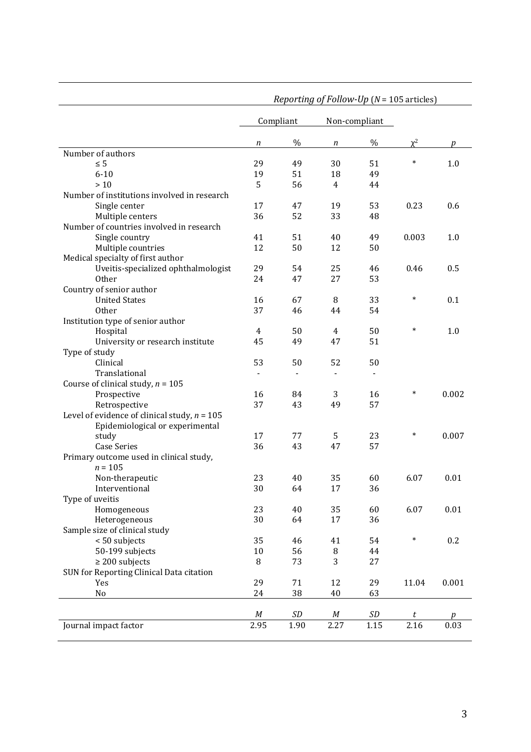| | *Reporting of Follow-Up* ($N$ = 105 articles) | | | | | |
|---|---|---|---|---|---|---|
| | Compliant | | Non-compliant | | | |
| | *n* | % | *n* | % | $\chi^2$ | *p* |
| Number of authors | | | | | | |
| ≤ 5 | 29 | 49 | 30 | 51 | * | 1.0 |
| 6-10 | 19 | 51 | 18 | 49 | | |
| > 10 | 5 | 56 | 4 | 44 | | |
| Number of institutions involved in research | | | | | | |
| Single center | 17 | 47 | 19 | 53 | 0.23 | 0.6 |
| Multiple centers | 36 | 52 | 33 | 48 | | |
| Number of countries involved in research | | | | | | |
| Single country | 41 | 51 | 40 | 49 | 0.003 | 1.0 |
| Multiple countries | 12 | 50 | 12 | 50 | | |
| Medical specialty of first author | | | | | | |
| Uveitis-specialized ophthalmologist | 29 | 54 | 25 | 46 | 0.46 | 0.5 |
| Other | 24 | 47 | 27 | 53 | | |
| Country of senior author | | | | | | |
| United States | 16 | 67 | 8 | 33 | * | 0.1 |
| Other | 37 | 46 | 44 | 54 | | |
| Institution type of senior author | | | | | | |
| Hospital | 4 | 50 | 4 | 50 | * | 1.0 |
| University or research institute | 45 | 49 | 47 | 51 | | |
| Type of study | | | | | | |
| Clinical | 53 | 50 | 52 | 50 | | |
| Translational | - | - | - | - | | |
| Course of clinical study, $n$ = 105 | | | | | | |
| Prospective | 16 | 84 | 3 | 16 | * | 0.002 |
| Retrospective | 37 | 43 | 49 | 57 | | |
| Level of evidence of clinical study, $n$ = 105 | | | | | | |
| Epidemiological or experimental study | 17 | 77 | 5 | 23 | * | 0.007 |
| Case Series | 36 | 43 | 47 | 57 | | |
| Primary outcome used in clinical study, $n$ = 105 | | | | | | |
| Non-therapeutic | 23 | 40 | 35 | 60 | 6.07 | 0.01 |
| Interventional | 30 | 64 | 17 | 36 | | |
| Type of uveitis | | | | | | |
| Homogeneous | 23 | 40 | 35 | 60 | 6.07 | 0.01 |
| Heterogeneous | 30 | 64 | 17 | 36 | | |
| Sample size of clinical study | | | | | | |
| < 50 subjects | 35 | 46 | 41 | 54 | * | 0.2 |
| 50-199 subjects | 10 | 56 | 8 | 44 | | |
| ≥ 200 subjects | 8 | 73 | 3 | 27 | | |
| SUN for Reporting Clinical Data citation | | | | | | |
| Yes | 29 | 71 | 12 | 29 | 11.04 | 0.001 |
| No | 24 | 38 | 40 | 63 | | |
| | *M* | *SD* | *M* | *SD* | *t* | *p* |
| Journal impact factor | 2.95 | 1.90 | 2.27 | 1.15 | 2.16 | 0.03 |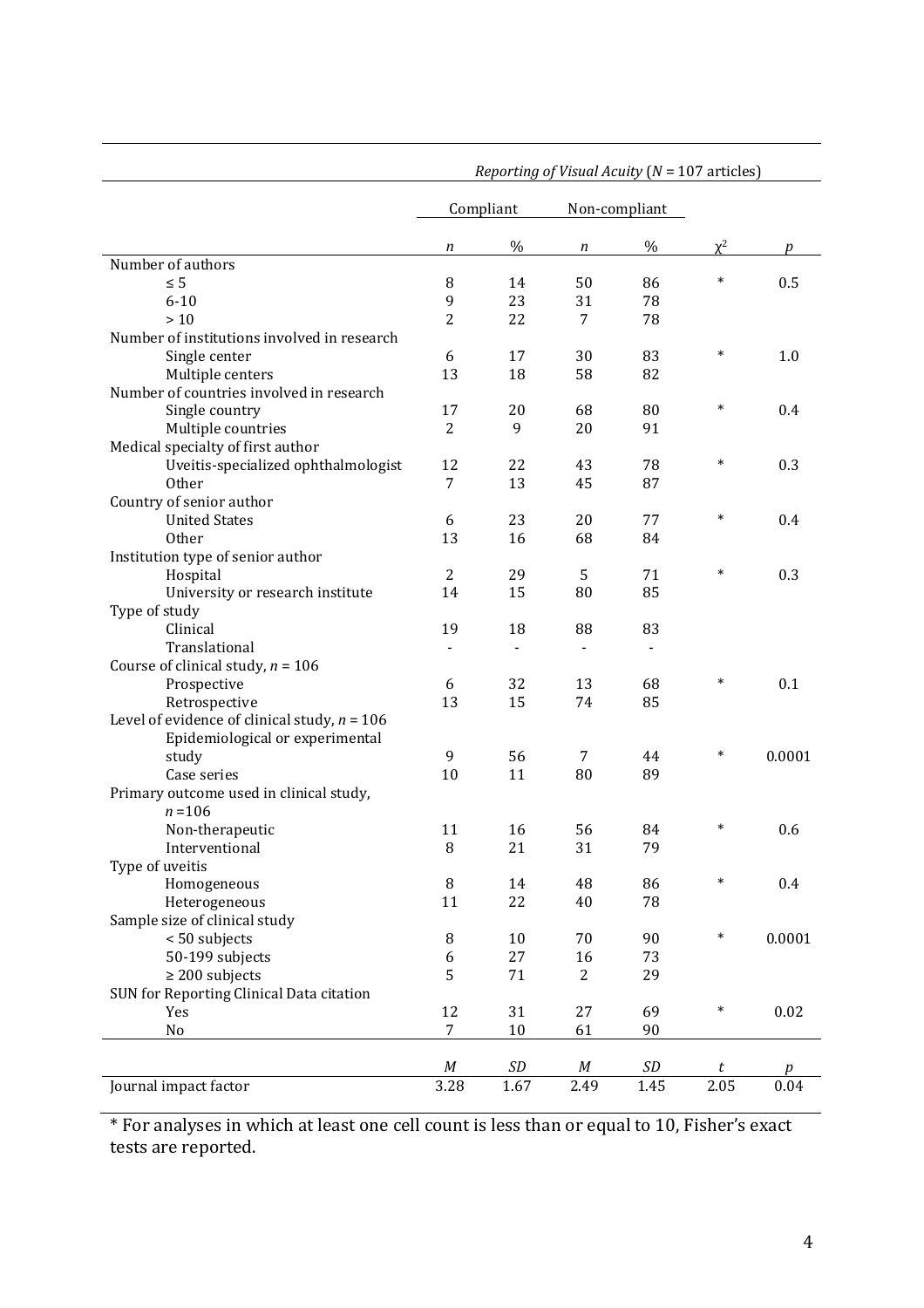| | *Reporting of Visual Acuity* (*N* = 107 articles) | | | | | |
|---|---|---|---|---|---|---|
| | Compliant | | Non-compliant | | | |
| | *n* | % | *n* | % | $\chi^2$ | *p* |
| Number of authors | | | | | | |
| ≤ 5 | 8 | 14 | 50 | 86 | * | 0.5 |
| 6-10 | 9 | 23 | 31 | 78 | | |
| > 10 | 2 | 22 | 7 | 78 | | |
| Number of institutions involved in research | | | | | | |
| Single center | 6 | 17 | 30 | 83 | * | 1.0 |
| Multiple centers | 13 | 18 | 58 | 82 | | |
| Number of countries involved in research | | | | | | |
| Single country | 17 | 20 | 68 | 80 | * | 0.4 |
| Multiple countries | 2 | 9 | 20 | 91 | | |
| Medical specialty of first author | | | | | | |
| Uveitis-specialized ophthalmologist | 12 | 22 | 43 | 78 | * | 0.3 |
| Other | 7 | 13 | 45 | 87 | | |
| Country of senior author | | | | | | |
| United States | 6 | 23 | 20 | 77 | * | 0.4 |
| Other | 13 | 16 | 68 | 84 | | |
| Institution type of senior author | | | | | | |
| Hospital | 2 | 29 | 5 | 71 | * | 0.3 |
| University or research institute | 14 | 15 | 80 | 85 | | |
| Type of study | | | | | | |
| Clinical | 19 | 18 | 88 | 83 | | |
| Translational | - | - | - | - | | |
| Course of clinical study, *n* = 106 | | | | | | |
| Prospective | 6 | 32 | 13 | 68 | * | 0.1 |
| Retrospective | 13 | 15 | 74 | 85 | | |
| Level of evidence of clinical study, *n* = 106 | | | | | | |
| Epidemiological or experimental study | 9 | 56 | 7 | 44 | * | 0.0001 |
| Case series | 10 | 11 | 80 | 89 | | |
| Primary outcome used in clinical study, *n* =106 | | | | | | |
| Non-therapeutic | 11 | 16 | 56 | 84 | * | 0.6 |
| Interventional | 8 | 21 | 31 | 79 | | |
| Type of uveitis | | | | | | |
| Homogeneous | 8 | 14 | 48 | 86 | * | 0.4 |
| Heterogeneous | 11 | 22 | 40 | 78 | | |
| Sample size of clinical study | | | | | | |
| < 50 subjects | 8 | 10 | 70 | 90 | * | 0.0001 |
| 50-199 subjects | 6 | 27 | 16 | 73 | | |
| ≥ 200 subjects | 5 | 71 | 2 | 29 | | |
| SUN for Reporting Clinical Data citation | | | | | | |
| Yes | 12 | 31 | 27 | 69 | * | 0.02 |
| No | 7 | 10 | 61 | 90 | | |
| | *M* | *SD* | *M* | *SD* | *t* | *p* |
| Journal impact factor | 3.28 | 1.67 | 2.49 | 1.45 | 2.05 | 0.04 |

* For analyses in which at least one cell count is less than or equal to 10, Fisher's exact tests are reported.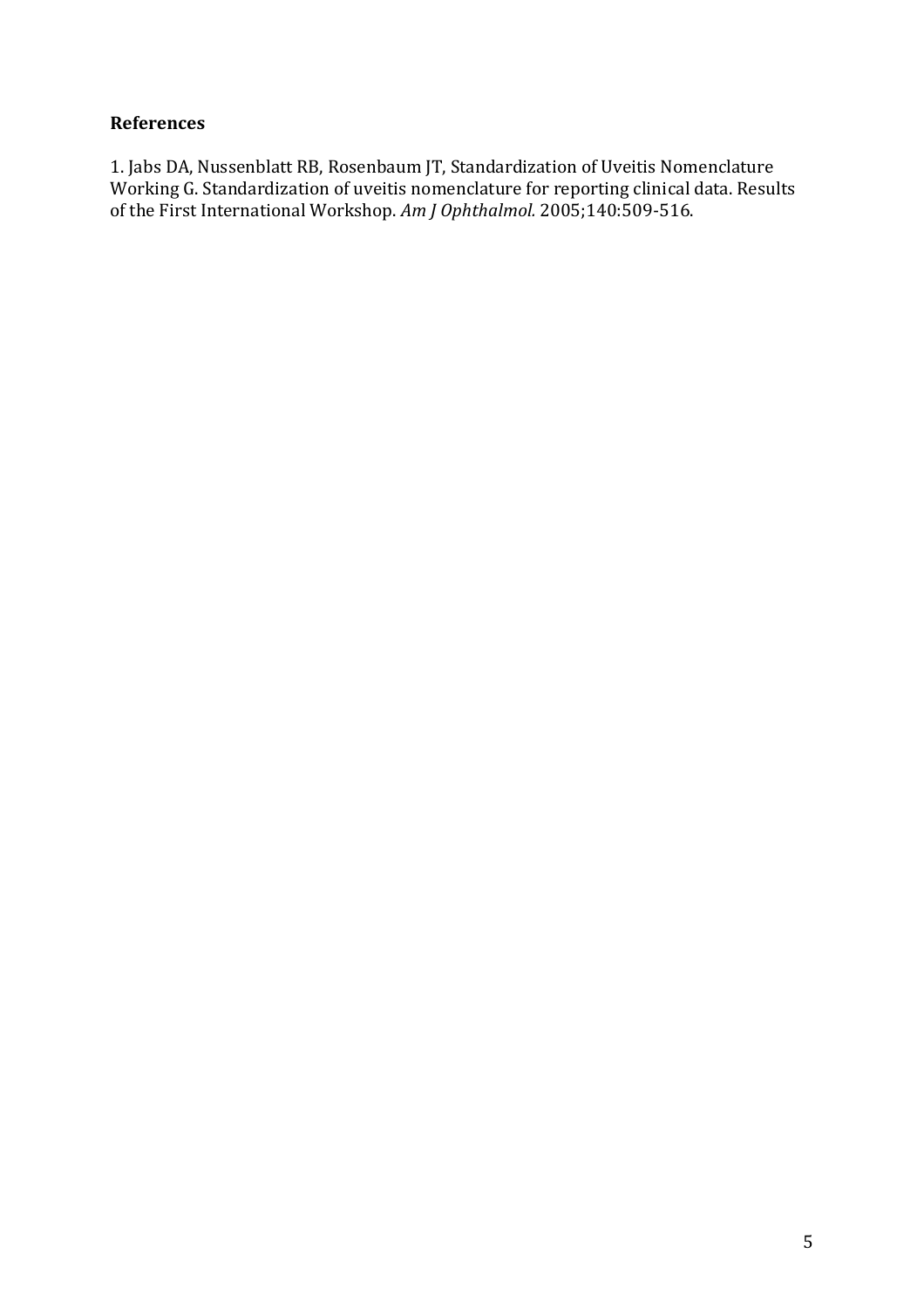**References**

1. Jabs DA, Nussenblatt RB, Rosenbaum JT, Standardization of Uveitis Nomenclature Working G. Standardization of uveitis nomenclature for reporting clinical data. Results of the First International Workshop. *Am J Ophthalmol.* 2005;140:509-516.